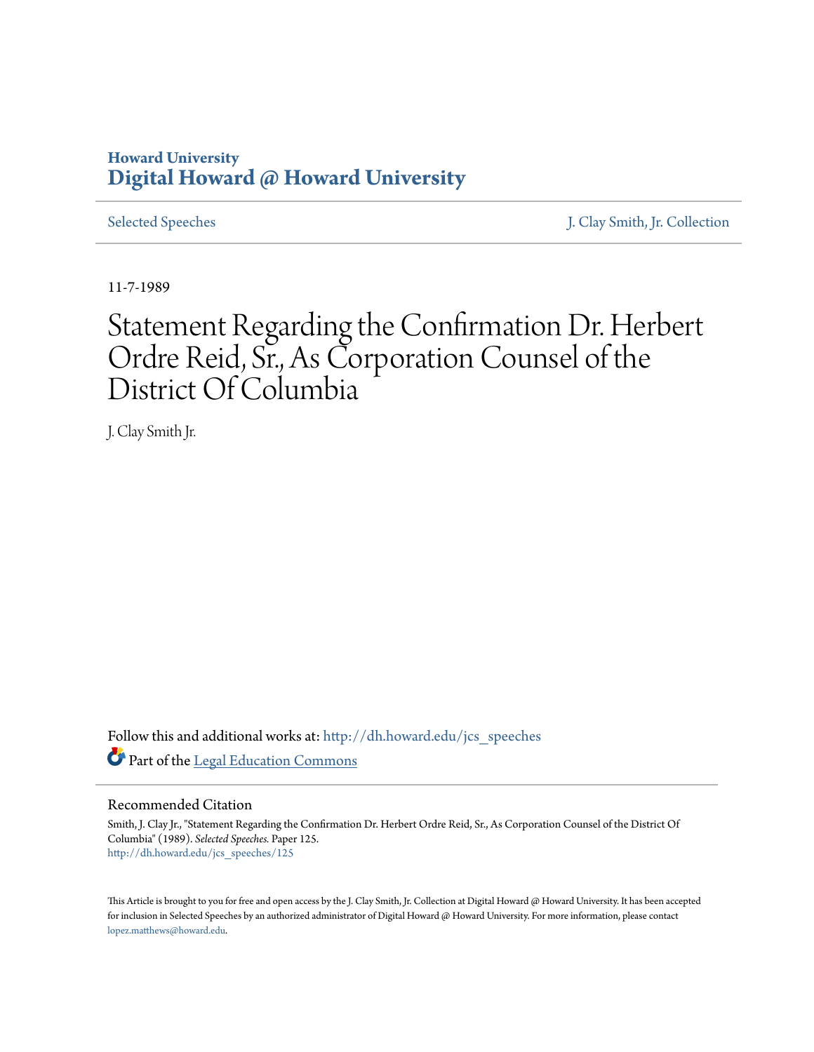Howard University
**Digital Howard @ Howard University**

Selected Speeches | J. Clay Smith, Jr. Collection

11-7-1989

# Statement Regarding the Confirmation Dr. Herbert Ordre Reid, Sr., As Corporation Counsel of the District Of Columbia

J. Clay Smith Jr.

Follow this and additional works at: http://dh.howard.edu/jcs_speeches

Part of the Legal Education Commons

## Recommended Citation

Smith, J. Clay Jr., "Statement Regarding the Confirmation Dr. Herbert Ordre Reid, Sr., As Corporation Counsel of the District Of Columbia" (1989). *Selected Speeches*. Paper 125.
http://dh.howard.edu/jcs_speeches/125

This Article is brought to you for free and open access by the J. Clay Smith, Jr. Collection at Digital Howard @ Howard University. It has been accepted for inclusion in Selected Speeches by an authorized administrator of Digital Howard @ Howard University. For more information, please contact lopez.matthews@howard.edu.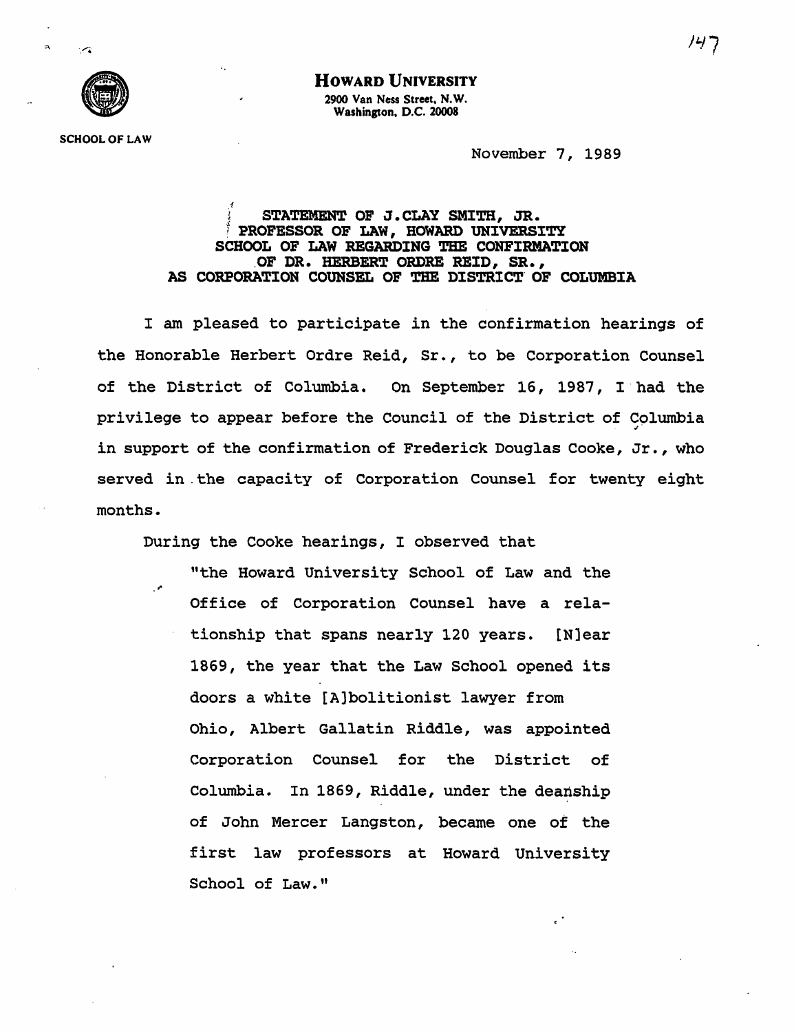**HOWARD UNIVERSITY**
2900 Van Ness Street, N.W.
Washington, D.C. 20008

SCHOOL OF LAW

November 7, 1989

**STATEMENT OF J.CLAY SMITH, JR.
PROFESSOR OF LAW, HOWARD UNIVERSITY
SCHOOL OF LAW REGARDING THE CONFIRMATION
OF DR. HERBERT ORDRE REID, SR.,
AS CORPORATION COUNSEL OF THE DISTRICT OF COLUMBIA**

I am pleased to participate in the confirmation hearings of the Honorable Herbert Ordre Reid, Sr., to be Corporation Counsel of the District of Columbia. On September 16, 1987, I had the privilege to appear before the Council of the District of Columbia in support of the confirmation of Frederick Douglas Cooke, Jr., who served in the capacity of Corporation Counsel for twenty eight months.

During the Cooke hearings, I observed that

> "the Howard University School of Law and the Office of Corporation Counsel have a relationship that spans nearly 120 years. [N]ear 1869, the year that the Law School opened its doors a white [A]bolitionist lawyer from Ohio, Albert Gallatin Riddle, was appointed Corporation Counsel for the District of Columbia. In 1869, Riddle, under the deanship of John Mercer Langston, became one of the first law professors at Howard University School of Law."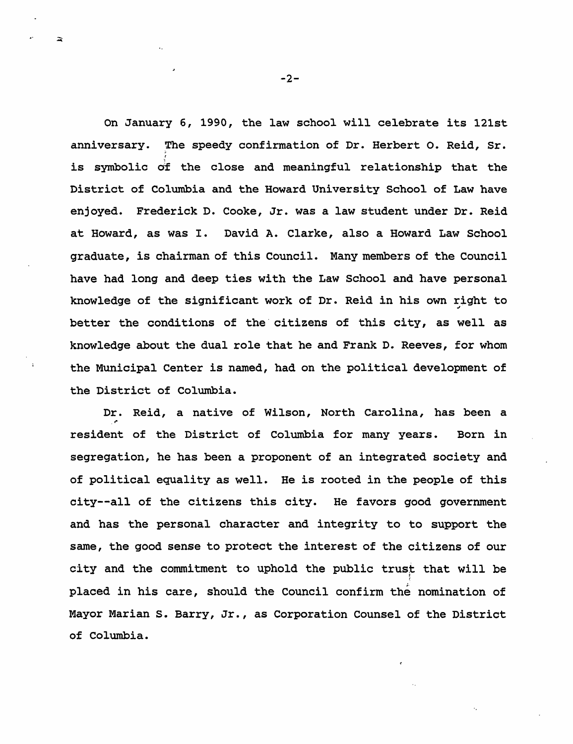On January 6, 1990, the law school will celebrate its 121st anniversary. The speedy confirmation of Dr. Herbert O. Reid, Sr. is symbolic of the close and meaningful relationship that the District of Columbia and the Howard University School of Law have enjoyed. Frederick D. Cooke, Jr. was a law student under Dr. Reid at Howard, as was I. David A. Clarke, also a Howard Law School graduate, is chairman of this Council. Many members of the Council have had long and deep ties with the Law School and have personal knowledge of the significant work of Dr. Reid in his own right to better the conditions of the citizens of this city, as well as knowledge about the dual role that he and Frank D. Reeves, for whom the Municipal Center is named, had on the political development of the District of Columbia.

Dr. Reid, a native of Wilson, North Carolina, has been a resident of the District of Columbia for many years. Born in segregation, he has been a proponent of an integrated society and of political equality as well. He is rooted in the people of this city--all of the citizens this city. He favors good government and has the personal character and integrity to to support the same, the good sense to protect the interest of the citizens of our city and the commitment to uphold the public trust that will be placed in his care, should the Council confirm the nomination of Mayor Marian S. Barry, Jr., as Corporation Counsel of the District of Columbia.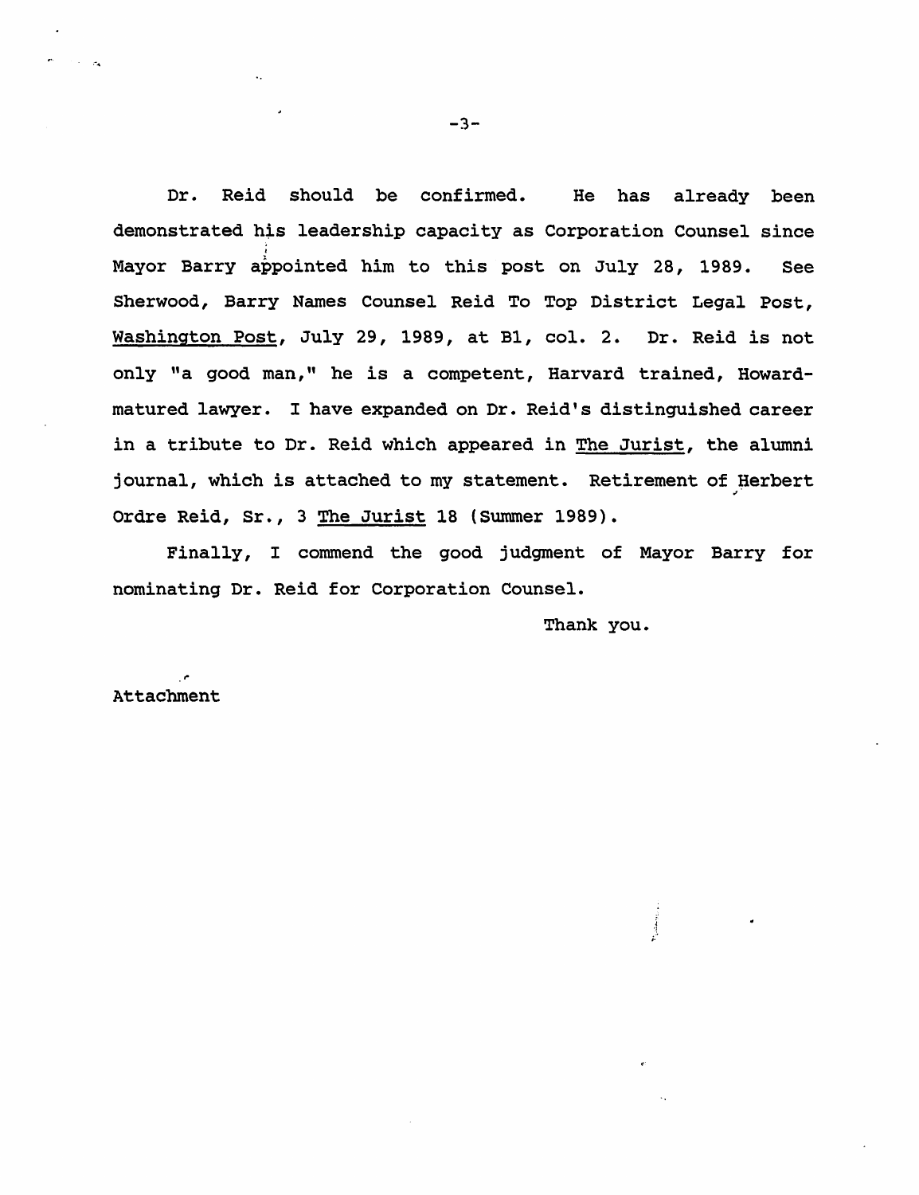Dr. Reid should be confirmed. He has already been demonstrated his leadership capacity as Corporation Counsel since Mayor Barry appointed him to this post on July 28, 1989. See Sherwood, Barry Names Counsel Reid To Top District Legal Post, <u>Washington Post</u>, July 29, 1989, at B1, col. 2. Dr. Reid is not only "a good man," he is a competent, Harvard trained, Howard-matured lawyer. I have expanded on Dr. Reid's distinguished career in a tribute to Dr. Reid which appeared in <u>The Jurist</u>, the alumni journal, which is attached to my statement. Retirement of Herbert Ordre Reid, Sr., 3 <u>The Jurist</u> 18 (Summer 1989).

Finally, I commend the good judgment of Mayor Barry for nominating Dr. Reid for Corporation Counsel.

Thank you.

Attachment